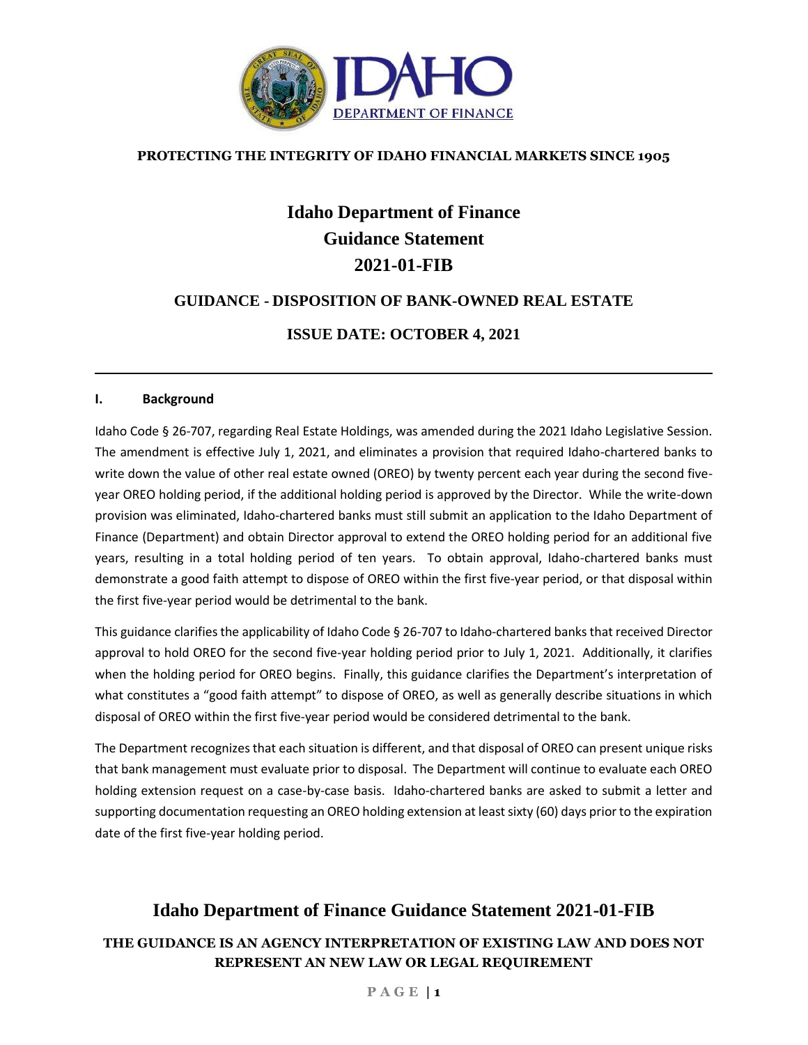**PROTECTING THE INTEGRITY OF IDAHO FINANCIAL MARKETS SINCE 1905**

# Idaho Department of Finance
# Guidance Statement
# 2021-01-FIB

## GUIDANCE - DISPOSITION OF BANK-OWNED REAL ESTATE

## ISSUE DATE: OCTOBER 4, 2021

---

### I. Background

Idaho Code § 26-707, regarding Real Estate Holdings, was amended during the 2021 Idaho Legislative Session. The amendment is effective July 1, 2021, and eliminates a provision that required Idaho-chartered banks to write down the value of other real estate owned (OREO) by twenty percent each year during the second five-year OREO holding period, if the additional holding period is approved by the Director. While the write-down provision was eliminated, Idaho-chartered banks must still submit an application to the Idaho Department of Finance (Department) and obtain Director approval to extend the OREO holding period for an additional five years, resulting in a total holding period of ten years. To obtain approval, Idaho-chartered banks must demonstrate a good faith attempt to dispose of OREO within the first five-year period, or that disposal within the first five-year period would be detrimental to the bank.

This guidance clarifies the applicability of Idaho Code § 26-707 to Idaho-chartered banks that received Director approval to hold OREO for the second five-year holding period prior to July 1, 2021. Additionally, it clarifies when the holding period for OREO begins. Finally, this guidance clarifies the Department's interpretation of what constitutes a "good faith attempt" to dispose of OREO, as well as generally describe situations in which disposal of OREO within the first five-year period would be considered detrimental to the bank.

The Department recognizes that each situation is different, and that disposal of OREO can present unique risks that bank management must evaluate prior to disposal. The Department will continue to evaluate each OREO holding extension request on a case-by-case basis. Idaho-chartered banks are asked to submit a letter and supporting documentation requesting an OREO holding extension at least sixty (60) days prior to the expiration date of the first five-year holding period.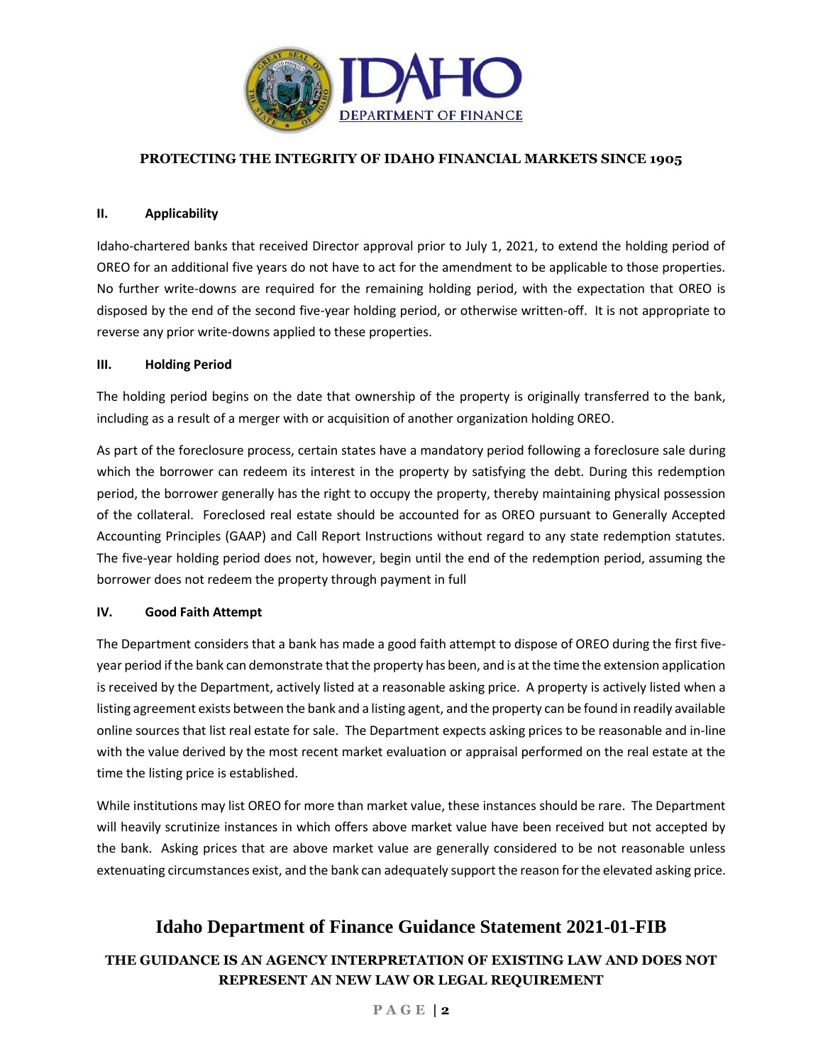## II. Applicability

Idaho-chartered banks that received Director approval prior to July 1, 2021, to extend the holding period of OREO for an additional five years do not have to act for the amendment to be applicable to those properties. No further write-downs are required for the remaining holding period, with the expectation that OREO is disposed by the end of the second five-year holding period, or otherwise written-off. It is not appropriate to reverse any prior write-downs applied to these properties.

## III. Holding Period

The holding period begins on the date that ownership of the property is originally transferred to the bank, including as a result of a merger with or acquisition of another organization holding OREO.

As part of the foreclosure process, certain states have a mandatory period following a foreclosure sale during which the borrower can redeem its interest in the property by satisfying the debt. During this redemption period, the borrower generally has the right to occupy the property, thereby maintaining physical possession of the collateral. Foreclosed real estate should be accounted for as OREO pursuant to Generally Accepted Accounting Principles (GAAP) and Call Report Instructions without regard to any state redemption statutes. The five-year holding period does not, however, begin until the end of the redemption period, assuming the borrower does not redeem the property through payment in full

## IV. Good Faith Attempt

The Department considers that a bank has made a good faith attempt to dispose of OREO during the first five-year period if the bank can demonstrate that the property has been, and is at the time the extension application is received by the Department, actively listed at a reasonable asking price. A property is actively listed when a listing agreement exists between the bank and a listing agent, and the property can be found in readily available online sources that list real estate for sale. The Department expects asking prices to be reasonable and in-line with the value derived by the most recent market evaluation or appraisal performed on the real estate at the time the listing price is established.

While institutions may list OREO for more than market value, these instances should be rare. The Department will heavily scrutinize instances in which offers above market value have been received but not accepted by the bank. Asking prices that are above market value are generally considered to be not reasonable unless extenuating circumstances exist, and the bank can adequately support the reason for the elevated asking price.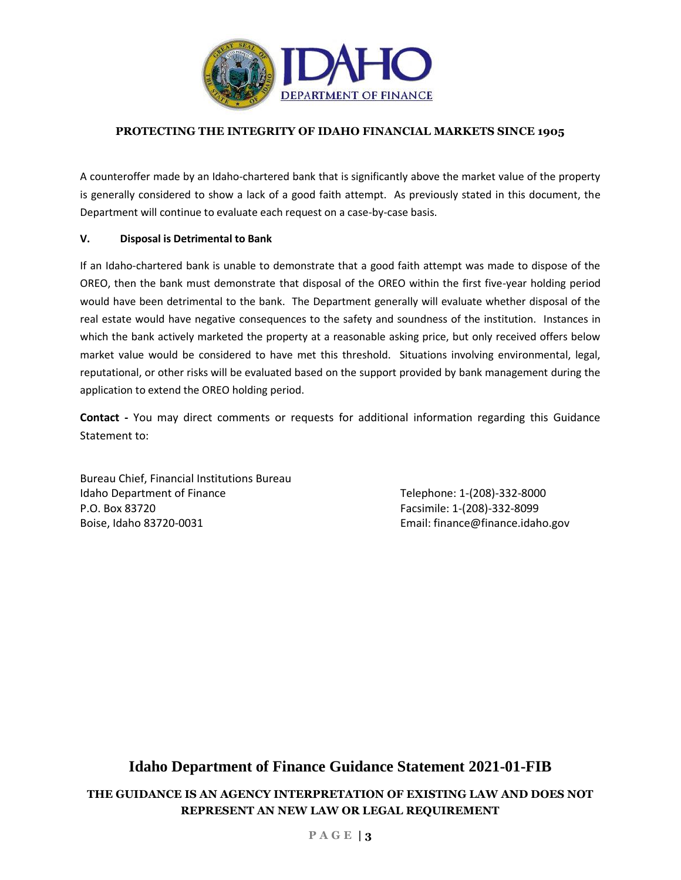A counteroffer made by an Idaho-chartered bank that is significantly above the market value of the property is generally considered to show a lack of a good faith attempt. As previously stated in this document, the Department will continue to evaluate each request on a case-by-case basis.

### V. Disposal is Detrimental to Bank

If an Idaho-chartered bank is unable to demonstrate that a good faith attempt was made to dispose of the OREO, then the bank must demonstrate that disposal of the OREO within the first five-year holding period would have been detrimental to the bank. The Department generally will evaluate whether disposal of the real estate would have negative consequences to the safety and soundness of the institution. Instances in which the bank actively marketed the property at a reasonable asking price, but only received offers below market value would be considered to have met this threshold. Situations involving environmental, legal, reputational, or other risks will be evaluated based on the support provided by bank management during the application to extend the OREO holding period.

**Contact -** You may direct comments or requests for additional information regarding this Guidance Statement to:

Bureau Chief, Financial Institutions Bureau
Idaho Department of Finance
P.O. Box 83720
Boise, Idaho 83720-0031

Telephone: 1-(208)-332-8000
Facsimile: 1-(208)-332-8099
Email: finance@finance.idaho.gov